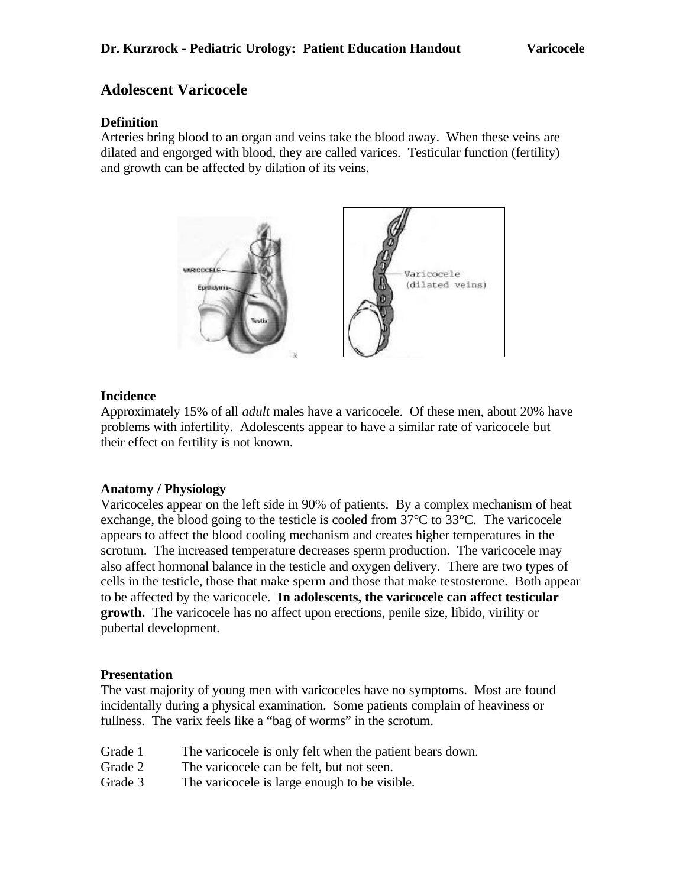# Adolescent Varicocele

### Definition

Arteries bring blood to an organ and veins take the blood away. When these veins are dilated and engorged with blood, they are called varices. Testicular function (fertility) and growth can be affected by dilation of its veins.

### Incidence

Approximately 15% of all *adult* males have a varicocele. Of these men, about 20% have problems with infertility. Adolescents appear to have a similar rate of varicocele but their effect on fertility is not known.

### Anatomy / Physiology

Varicoceles appear on the left side in 90% of patients. By a complex mechanism of heat exchange, the blood going to the testicle is cooled from 37°C to 33°C. The varicocele appears to affect the blood cooling mechanism and creates higher temperatures in the scrotum. The increased temperature decreases sperm production. The varicocele may also affect hormonal balance in the testicle and oxygen delivery. There are two types of cells in the testicle, those that make sperm and those that make testosterone. Both appear to be affected by the varicocele. **In adolescents, the varicocele can affect testicular growth.** The varicocele has no affect upon erections, penile size, libido, virility or pubertal development.

### Presentation

The vast majority of young men with varicoceles have no symptoms. Most are found incidentally during a physical examination. Some patients complain of heaviness or fullness. The varix feels like a "bag of worms" in the scrotum.

- Grade 1 The varicocele is only felt when the patient bears down.
- Grade 2 The varicocele can be felt, but not seen.
- Grade 3 The varicocele is large enough to be visible.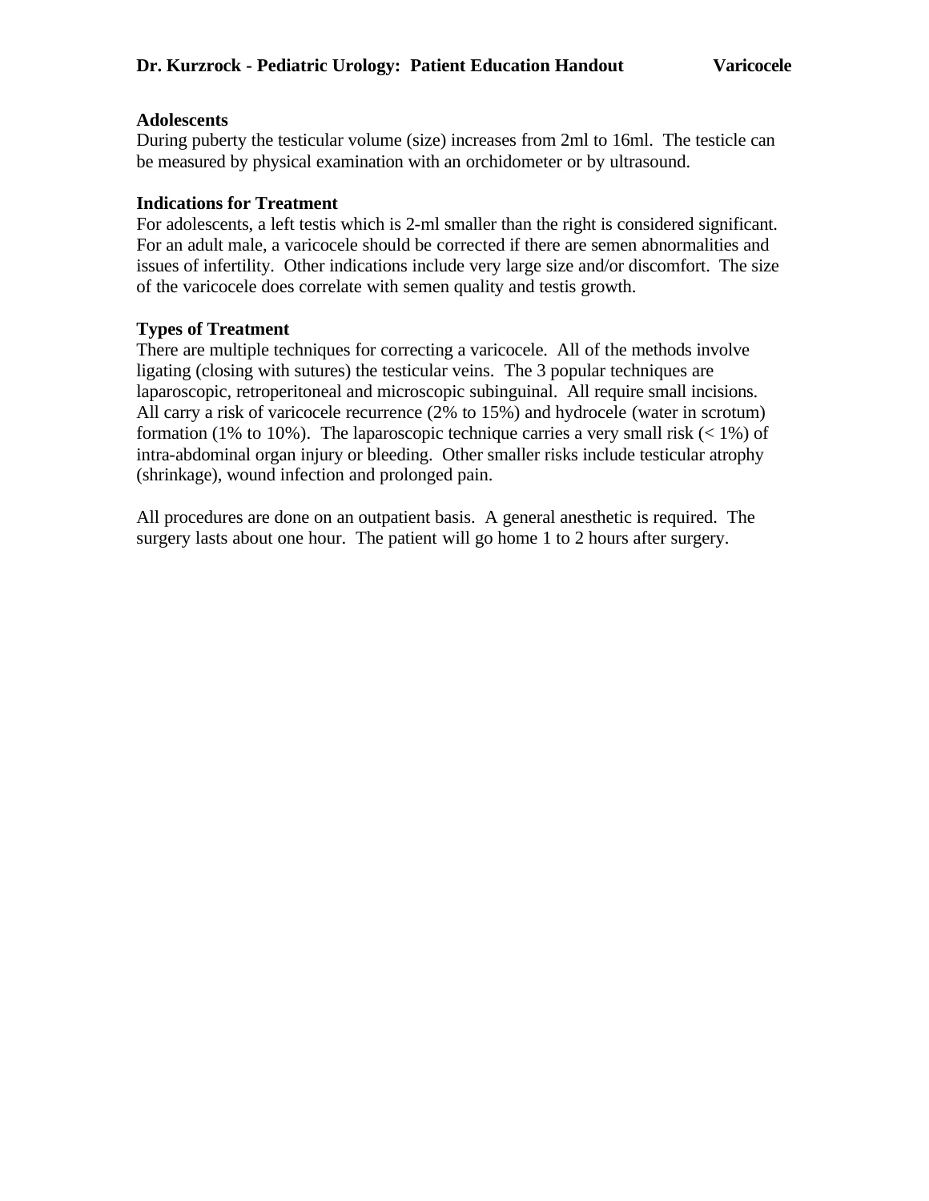**Adolescents**
During puberty the testicular volume (size) increases from 2ml to 16ml. The testicle can be measured by physical examination with an orchidometer or by ultrasound.

**Indications for Treatment**
For adolescents, a left testis which is 2-ml smaller than the right is considered significant. For an adult male, a varicocele should be corrected if there are semen abnormalities and issues of infertility. Other indications include very large size and/or discomfort. The size of the varicocele does correlate with semen quality and testis growth.

**Types of Treatment**
There are multiple techniques for correcting a varicocele. All of the methods involve ligating (closing with sutures) the testicular veins. The 3 popular techniques are laparoscopic, retroperitoneal and microscopic subinguinal. All require small incisions. All carry a risk of varicocele recurrence (2% to 15%) and hydrocele (water in scrotum) formation (1% to 10%). The laparoscopic technique carries a very small risk (< 1%) of intra-abdominal organ injury or bleeding. Other smaller risks include testicular atrophy (shrinkage), wound infection and prolonged pain.

All procedures are done on an outpatient basis. A general anesthetic is required. The surgery lasts about one hour. The patient will go home 1 to 2 hours after surgery.